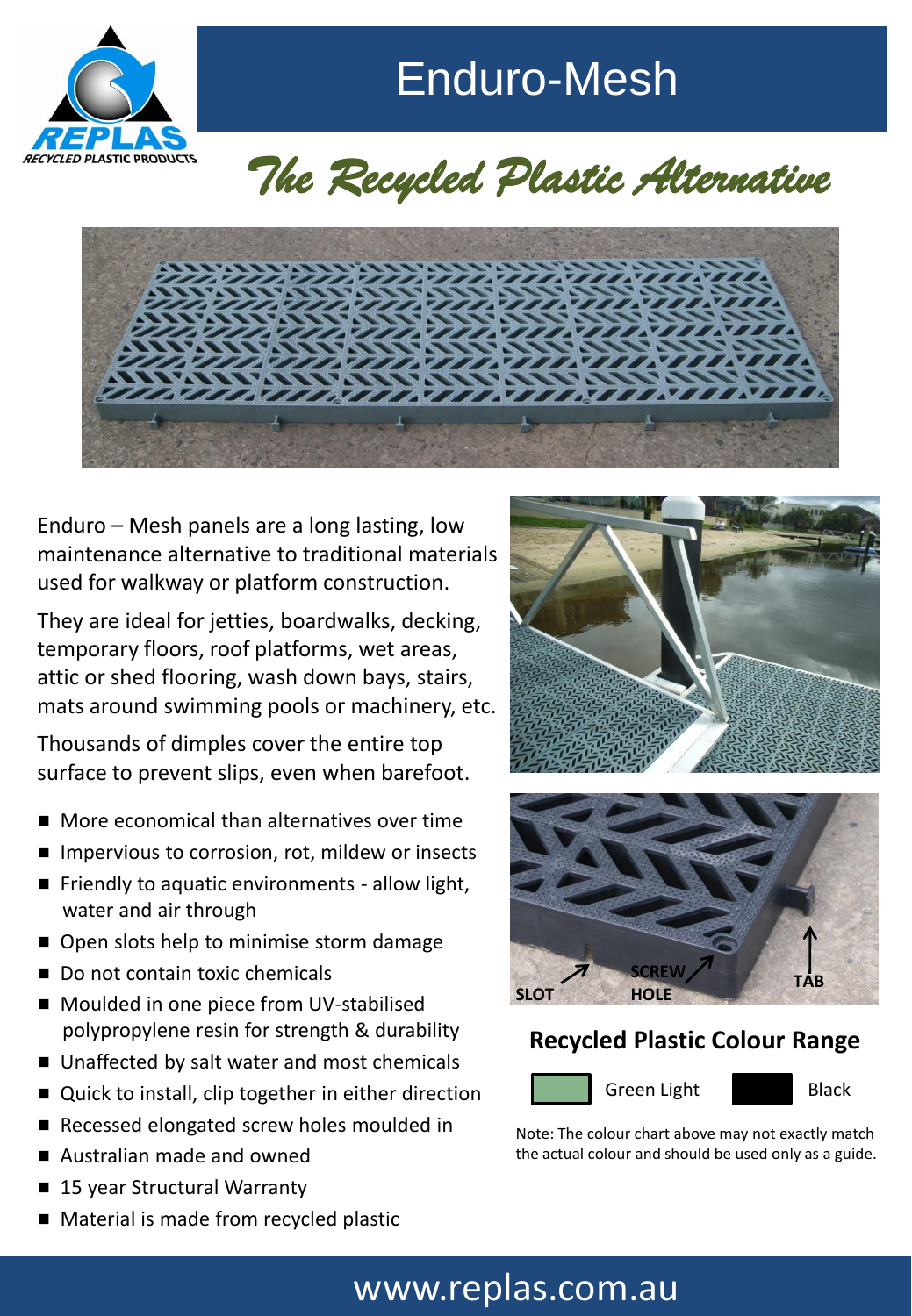# Enduro-Mesh

REPLAS RECYCLED PLASTIC PRODUCTS

*The Recycled Plastic Alternative*

Enduro – Mesh panels are a long lasting, low maintenance alternative to traditional materials used for walkway or platform construction.

They are ideal for jetties, boardwalks, decking, temporary floors, roof platforms, wet areas, attic or shed flooring, wash down bays, stairs, mats around swimming pools or machinery, etc.

Thousands of dimples cover the entire top surface to prevent slips, even when barefoot.

- More economical than alternatives over time
- Impervious to corrosion, rot, mildew or insects
- Friendly to aquatic environments - allow light, water and air through
- Open slots help to minimise storm damage
- Do not contain toxic chemicals
- Moulded in one piece from UV-stabilised polypropylene resin for strength & durability
- Unaffected by salt water and most chemicals
- Quick to install, clip together in either direction
- Recessed elongated screw holes moulded in
- Australian made and owned
- 15 year Structural Warranty
- Material is made from recycled plastic

SLOT SCREW HOLE TAB

## Recycled Plastic Colour Range

Green Light Black

Note: The colour chart above may not exactly match the actual colour and should be used only as a guide.

www.replas.com.au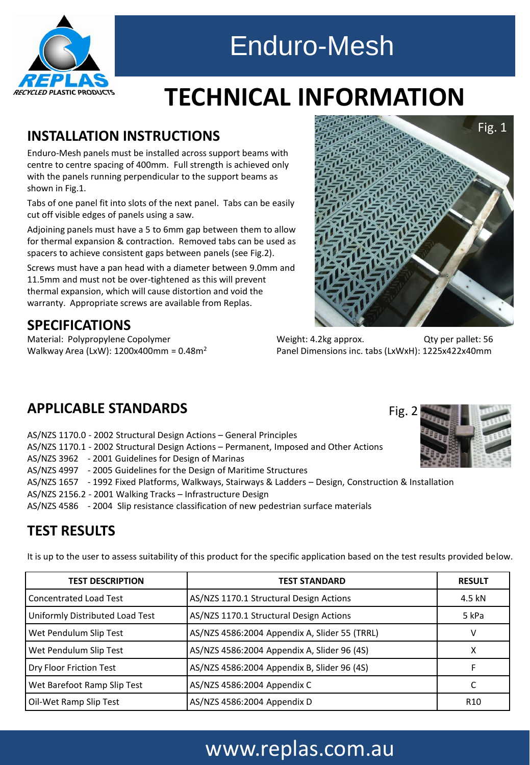# Enduro-Mesh

# TECHNICAL INFORMATION

## INSTALLATION INSTRUCTIONS

Enduro-Mesh panels must be installed across support beams with centre to centre spacing of 400mm. Full strength is achieved only with the panels running perpendicular to the support beams as shown in Fig.1.

Tabs of one panel fit into slots of the next panel. Tabs can be easily cut off visible edges of panels using a saw.

Adjoining panels must have a 5 to 6mm gap between them to allow for thermal expansion & contraction. Removed tabs can be used as spacers to achieve consistent gaps between panels (see Fig.2).

Screws must have a pan head with a diameter between 9.0mm and 11.5mm and must not be over-tightened as this will prevent thermal expansion, which will cause distortion and void the warranty. Appropriate screws are available from Replas.

Fig. 1

## SPECIFICATIONS

Material: Polypropylene Copolymer
Walkway Area (LxW): 1200x400mm = 0.48m$^2$
Weight: 4.2kg approx.
Qty per pallet: 56
Panel Dimensions inc. tabs (LxWxH): 1225x422x40mm

## APPLICABLE STANDARDS

Fig. 2

AS/NZS 1170.0 - 2002 Structural Design Actions – General Principles
AS/NZS 1170.1 - 2002 Structural Design Actions – Permanent, Imposed and Other Actions
AS/NZS 3962 - 2001 Guidelines for Design of Marinas
AS/NZS 4997 - 2005 Guidelines for the Design of Maritime Structures
AS/NZS 1657 - 1992 Fixed Platforms, Walkways, Stairways & Ladders – Design, Construction & Installation
AS/NZS 2156.2 - 2001 Walking Tracks – Infrastructure Design
AS/NZS 4586 - 2004 Slip resistance classification of new pedestrian surface materials

## TEST RESULTS

It is up to the user to assess suitability of this product for the specific application based on the test results provided below.

| TEST DESCRIPTION | TEST STANDARD | RESULT |
|---|---|---|
| Concentrated Load Test | AS/NZS 1170.1 Structural Design Actions | 4.5 kN |
| Uniformly Distributed Load Test | AS/NZS 1170.1 Structural Design Actions | 5 kPa |
| Wet Pendulum Slip Test | AS/NZS 4586:2004 Appendix A, Slider 55 (TRRL) | V |
| Wet Pendulum Slip Test | AS/NZS 4586:2004 Appendix A, Slider 96 (4S) | X |
| Dry Floor Friction Test | AS/NZS 4586:2004 Appendix B, Slider 96 (4S) | F |
| Wet Barefoot Ramp Slip Test | AS/NZS 4586:2004 Appendix C | C |
| Oil-Wet Ramp Slip Test | AS/NZS 4586:2004 Appendix D | R10 |

www.replas.com.au